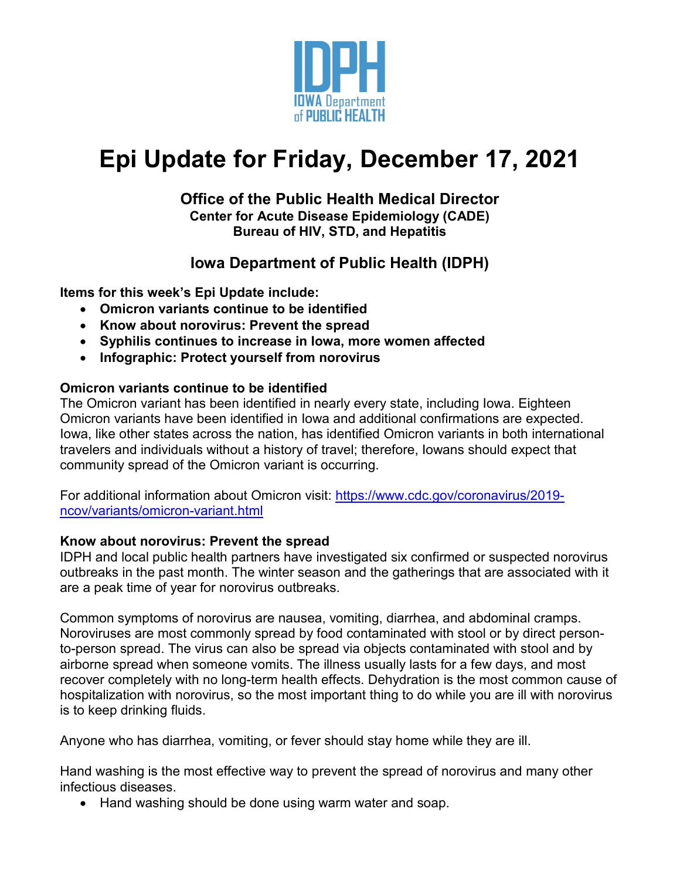IDPH
IOWA Department of PUBLIC HEALTH

# Epi Update for Friday, December 17, 2021

### Office of the Public Health Medical Director
**Center for Acute Disease Epidemiology (CADE)**
**Bureau of HIV, STD, and Hepatitis**

### Iowa Department of Public Health (IDPH)

**Items for this week's Epi Update include:**

- **Omicron variants continue to be identified**
- **Know about norovirus: Prevent the spread**
- **Syphilis continues to increase in Iowa, more women affected**
- **Infographic: Protect yourself from norovirus**

**Omicron variants continue to be identified**

The Omicron variant has been identified in nearly every state, including Iowa. Eighteen Omicron variants have been identified in Iowa and additional confirmations are expected. Iowa, like other states across the nation, has identified Omicron variants in both international travelers and individuals without a history of travel; therefore, Iowans should expect that community spread of the Omicron variant is occurring.

For additional information about Omicron visit: [https://www.cdc.gov/coronavirus/2019-ncov/variants/omicron-variant.html](https://www.cdc.gov/coronavirus/2019-ncov/variants/omicron-variant.html)

**Know about norovirus: Prevent the spread**

IDPH and local public health partners have investigated six confirmed or suspected norovirus outbreaks in the past month. The winter season and the gatherings that are associated with it are a peak time of year for norovirus outbreaks.

Common symptoms of norovirus are nausea, vomiting, diarrhea, and abdominal cramps. Noroviruses are most commonly spread by food contaminated with stool or by direct person-to-person spread. The virus can also be spread via objects contaminated with stool and by airborne spread when someone vomits. The illness usually lasts for a few days, and most recover completely with no long-term health effects. Dehydration is the most common cause of hospitalization with norovirus, so the most important thing to do while you are ill with norovirus is to keep drinking fluids.

Anyone who has diarrhea, vomiting, or fever should stay home while they are ill.

Hand washing is the most effective way to prevent the spread of norovirus and many other infectious diseases.

- Hand washing should be done using warm water and soap.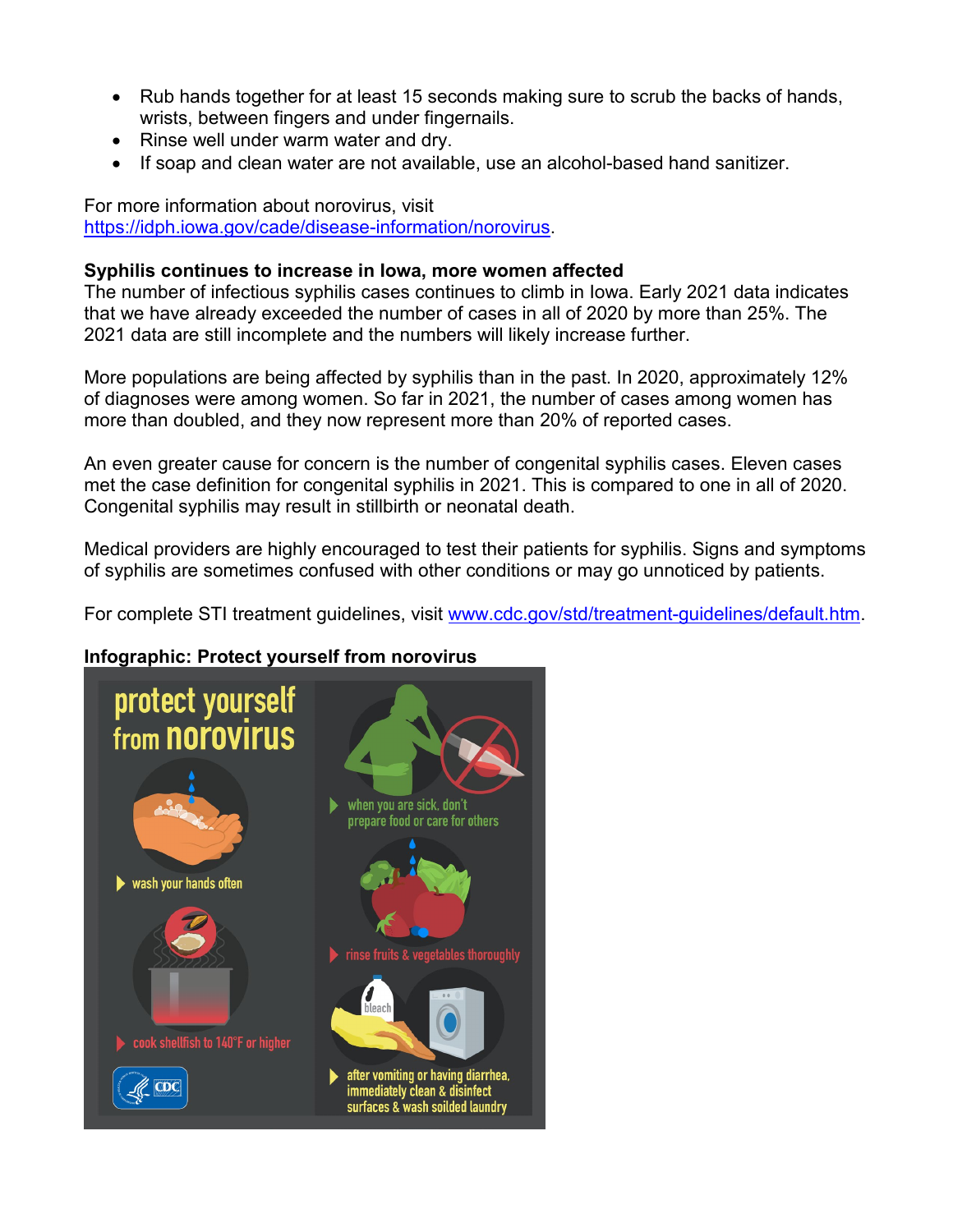- Rub hands together for at least 15 seconds making sure to scrub the backs of hands, wrists, between fingers and under fingernails.
- Rinse well under warm water and dry.
- If soap and clean water are not available, use an alcohol-based hand sanitizer.

For more information about norovirus, visit [https://idph.iowa.gov/cade/disease-information/norovirus](https://idph.iowa.gov/cade/disease-information/norovirus).

**Syphilis continues to increase in Iowa, more women affected**

The number of infectious syphilis cases continues to climb in Iowa. Early 2021 data indicates that we have already exceeded the number of cases in all of 2020 by more than 25%. The 2021 data are still incomplete and the numbers will likely increase further.

More populations are being affected by syphilis than in the past. In 2020, approximately 12% of diagnoses were among women. So far in 2021, the number of cases among women has more than doubled, and they now represent more than 20% of reported cases.

An even greater cause for concern is the number of congenital syphilis cases. Eleven cases met the case definition for congenital syphilis in 2021. This is compared to one in all of 2020. Congenital syphilis may result in stillbirth or neonatal death.

Medical providers are highly encouraged to test their patients for syphilis. Signs and symptoms of syphilis are sometimes confused with other conditions or may go unnoticed by patients.

For complete STI treatment guidelines, visit [www.cdc.gov/std/treatment-guidelines/default.htm](www.cdc.gov/std/treatment-guidelines/default.htm).

**Infographic: Protect yourself from norovirus**

protect yourself from norovirus

- wash your hands often
- cook shellfish to 140°F or higher
- when you are sick, don't prepare food or care for others
- rinse fruits & vegetables thoroughly
- after vomiting or having diarrhea, immediately clean & disinfect surfaces & wash soiled laundry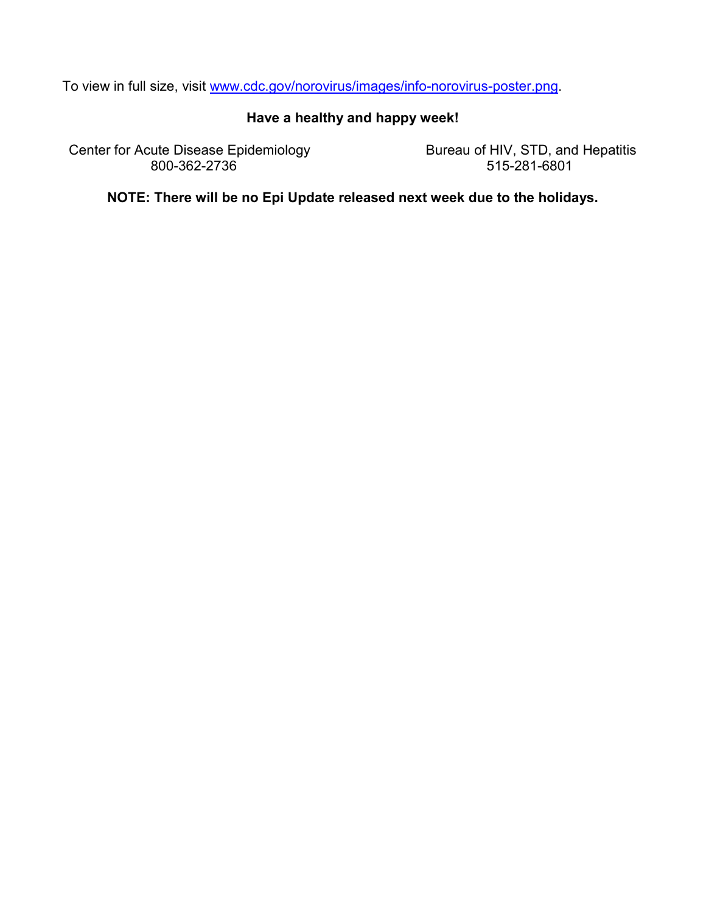To view in full size, visit [www.cdc.gov/norovirus/images/info-norovirus-poster.png](http://www.cdc.gov/norovirus/images/info-norovirus-poster.png).

**Have a healthy and happy week!**

Center for Acute Disease Epidemiology
800-362-2736

Bureau of HIV, STD, and Hepatitis
515-281-6801

**NOTE: There will be no Epi Update released next week due to the holidays.**